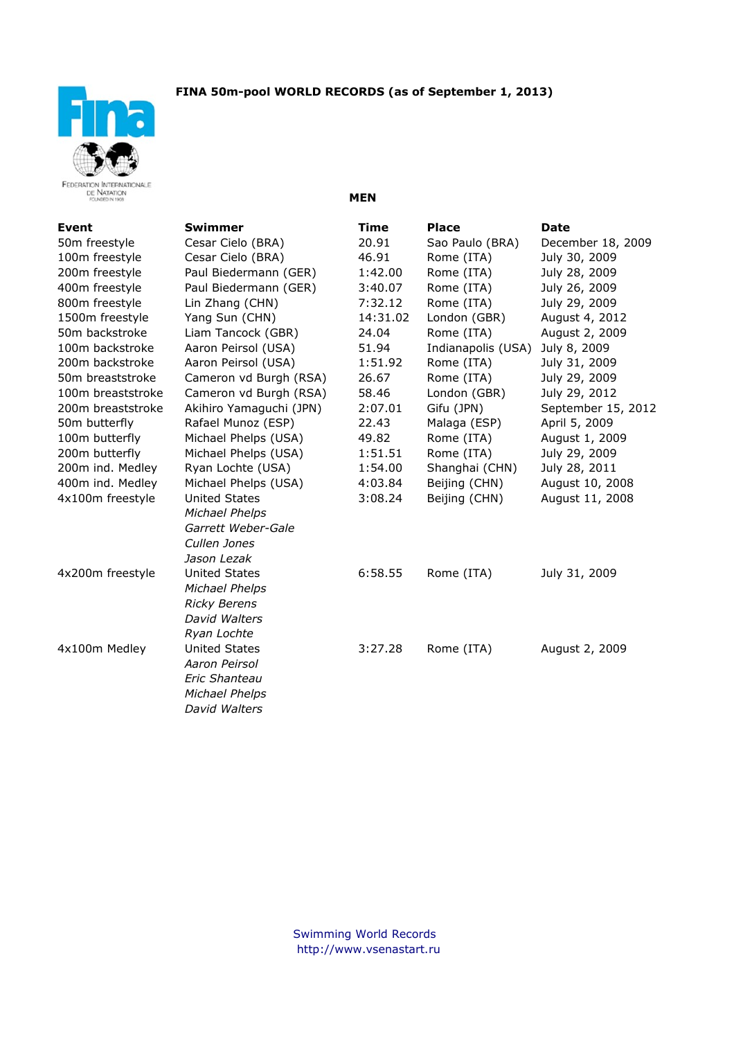# FINA 50m-pool WORLD RECORDS (as of September 1, 2013)

## MEN

| Event | Swimmer | Time | Place | Date |
|---|---|---|---|---|
| 50m freestyle | Cesar Cielo (BRA) | 20.91 | Sao Paulo (BRA) | December 18, 2009 |
| 100m freestyle | Cesar Cielo (BRA) | 46.91 | Rome (ITA) | July 30, 2009 |
| 200m freestyle | Paul Biedermann (GER) | 1:42.00 | Rome (ITA) | July 28, 2009 |
| 400m freestyle | Paul Biedermann (GER) | 3:40.07 | Rome (ITA) | July 26, 2009 |
| 800m freestyle | Lin Zhang (CHN) | 7:32.12 | Rome (ITA) | July 29, 2009 |
| 1500m freestyle | Yang Sun (CHN) | 14:31.02 | London (GBR) | August 4, 2012 |
| 50m backstroke | Liam Tancock (GBR) | 24.04 | Rome (ITA) | August 2, 2009 |
| 100m backstroke | Aaron Peirsol (USA) | 51.94 | Indianapolis (USA) | July 8, 2009 |
| 200m backstroke | Aaron Peirsol (USA) | 1:51.92 | Rome (ITA) | July 31, 2009 |
| 50m breaststroke | Cameron vd Burgh (RSA) | 26.67 | Rome (ITA) | July 29, 2009 |
| 100m breaststroke | Cameron vd Burgh (RSA) | 58.46 | London (GBR) | July 29, 2012 |
| 200m breaststroke | Akihiro Yamaguchi (JPN) | 2:07.01 | Gifu (JPN) | September 15, 2012 |
| 50m butterfly | Rafael Munoz (ESP) | 22.43 | Malaga (ESP) | April 5, 2009 |
| 100m butterfly | Michael Phelps (USA) | 49.82 | Rome (ITA) | August 1, 2009 |
| 200m butterfly | Michael Phelps (USA) | 1:51.51 | Rome (ITA) | July 29, 2009 |
| 200m ind. Medley | Ryan Lochte (USA) | 1:54.00 | Shanghai (CHN) | July 28, 2011 |
| 400m ind. Medley | Michael Phelps (USA) | 4:03.84 | Beijing (CHN) | August 10, 2008 |
| 4x100m freestyle | United States<br>*Michael Phelps*<br>*Garrett Weber-Gale*<br>*Cullen Jones*<br>*Jason Lezak* | 3:08.24 | Beijing (CHN) | August 11, 2008 |
| 4x200m freestyle | United States<br>*Michael Phelps*<br>*Ricky Berens*<br>*David Walters*<br>*Ryan Lochte* | 6:58.55 | Rome (ITA) | July 31, 2009 |
| 4x100m Medley | United States<br>*Aaron Peirsol*<br>*Eric Shanteau*<br>*Michael Phelps*<br>*David Walters* | 3:27.28 | Rome (ITA) | August 2, 2009 |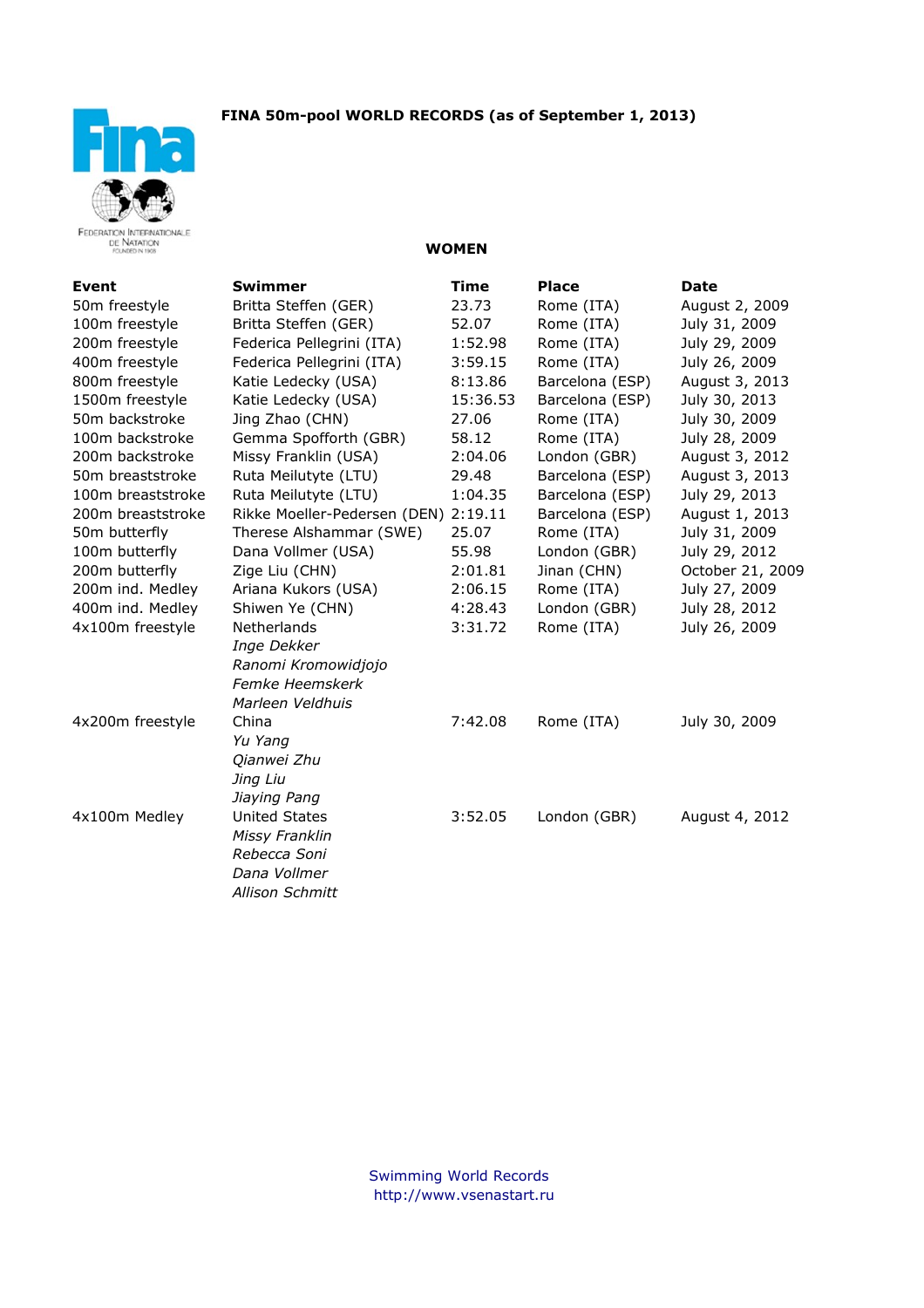# FINA 50m-pool WORLD RECORDS (as of September 1, 2013)

## WOMEN

| Event | Swimmer | Time | Place | Date |
|---|---|---|---|---|
| 50m freestyle | Britta Steffen (GER) | 23.73 | Rome (ITA) | August 2, 2009 |
| 100m freestyle | Britta Steffen (GER) | 52.07 | Rome (ITA) | July 31, 2009 |
| 200m freestyle | Federica Pellegrini (ITA) | 1:52.98 | Rome (ITA) | July 29, 2009 |
| 400m freestyle | Federica Pellegrini (ITA) | 3:59.15 | Rome (ITA) | July 26, 2009 |
| 800m freestyle | Katie Ledecky (USA) | 8:13.86 | Barcelona (ESP) | August 3, 2013 |
| 1500m freestyle | Katie Ledecky (USA) | 15:36.53 | Barcelona (ESP) | July 30, 2013 |
| 50m backstroke | Jing Zhao (CHN) | 27.06 | Rome (ITA) | July 30, 2009 |
| 100m backstroke | Gemma Spofforth (GBR) | 58.12 | Rome (ITA) | July 28, 2009 |
| 200m backstroke | Missy Franklin (USA) | 2:04.06 | London (GBR) | August 3, 2012 |
| 50m breaststroke | Ruta Meilutyte (LTU) | 29.48 | Barcelona (ESP) | August 3, 2013 |
| 100m breaststroke | Ruta Meilutyte (LTU) | 1:04.35 | Barcelona (ESP) | July 29, 2013 |
| 200m breaststroke | Rikke Moeller-Pedersen (DEN) | 2:19.11 | Barcelona (ESP) | August 1, 2013 |
| 50m butterfly | Therese Alshammar (SWE) | 25.07 | Rome (ITA) | July 31, 2009 |
| 100m butterfly | Dana Vollmer (USA) | 55.98 | London (GBR) | July 29, 2012 |
| 200m butterfly | Zige Liu (CHN) | 2:01.81 | Jinan (CHN) | October 21, 2009 |
| 200m ind. Medley | Ariana Kukors (USA) | 2:06.15 | Rome (ITA) | July 27, 2009 |
| 400m ind. Medley | Shiwen Ye (CHN) | 4:28.43 | London (GBR) | July 28, 2012 |
| 4x100m freestyle | Netherlands<br>*Inge Dekker*<br>*Ranomi Kromowidjojo*<br>*Femke Heemskerk*<br>*Marleen Veldhuis* | 3:31.72 | Rome (ITA) | July 26, 2009 |
| 4x200m freestyle | China<br>*Yu Yang*<br>*Qianwei Zhu*<br>*Jing Liu*<br>*Jiaying Pang* | 7:42.08 | Rome (ITA) | July 30, 2009 |
| 4x100m Medley | United States<br>*Missy Franklin*<br>*Rebecca Soni*<br>*Dana Vollmer*<br>*Allison Schmitt* | 3:52.05 | London (GBR) | August 4, 2012 |

Swimming World Records
http://www.vsenastart.ru